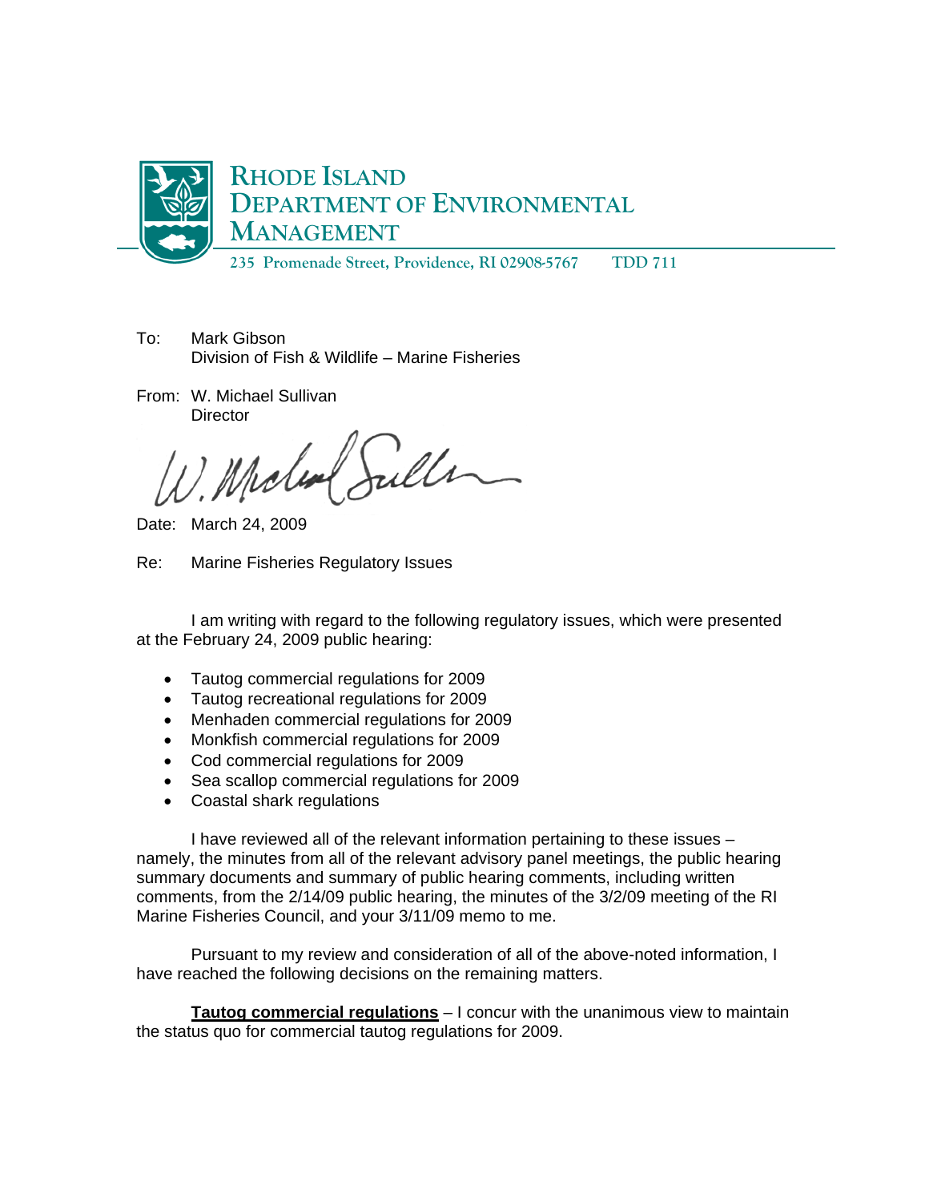# RHODE ISLAND DEPARTMENT OF ENVIRONMENTAL MANAGEMENT

235 Promenade Street, Providence, RI 02908-5767 TDD 711

To: Mark Gibson
Division of Fish & Wildlife – Marine Fisheries

From: W. Michael Sullivan
Director

Date: March 24, 2009

Re: Marine Fisheries Regulatory Issues

I am writing with regard to the following regulatory issues, which were presented at the February 24, 2009 public hearing:

- Tautog commercial regulations for 2009
- Tautog recreational regulations for 2009
- Menhaden commercial regulations for 2009
- Monkfish commercial regulations for 2009
- Cod commercial regulations for 2009
- Sea scallop commercial regulations for 2009
- Coastal shark regulations

I have reviewed all of the relevant information pertaining to these issues – namely, the minutes from all of the relevant advisory panel meetings, the public hearing summary documents and summary of public hearing comments, including written comments, from the 2/14/09 public hearing, the minutes of the 3/2/09 meeting of the RI Marine Fisheries Council, and your 3/11/09 memo to me.

Pursuant to my review and consideration of all of the above-noted information, I have reached the following decisions on the remaining matters.

**Tautog commercial regulations** – I concur with the unanimous view to maintain the status quo for commercial tautog regulations for 2009.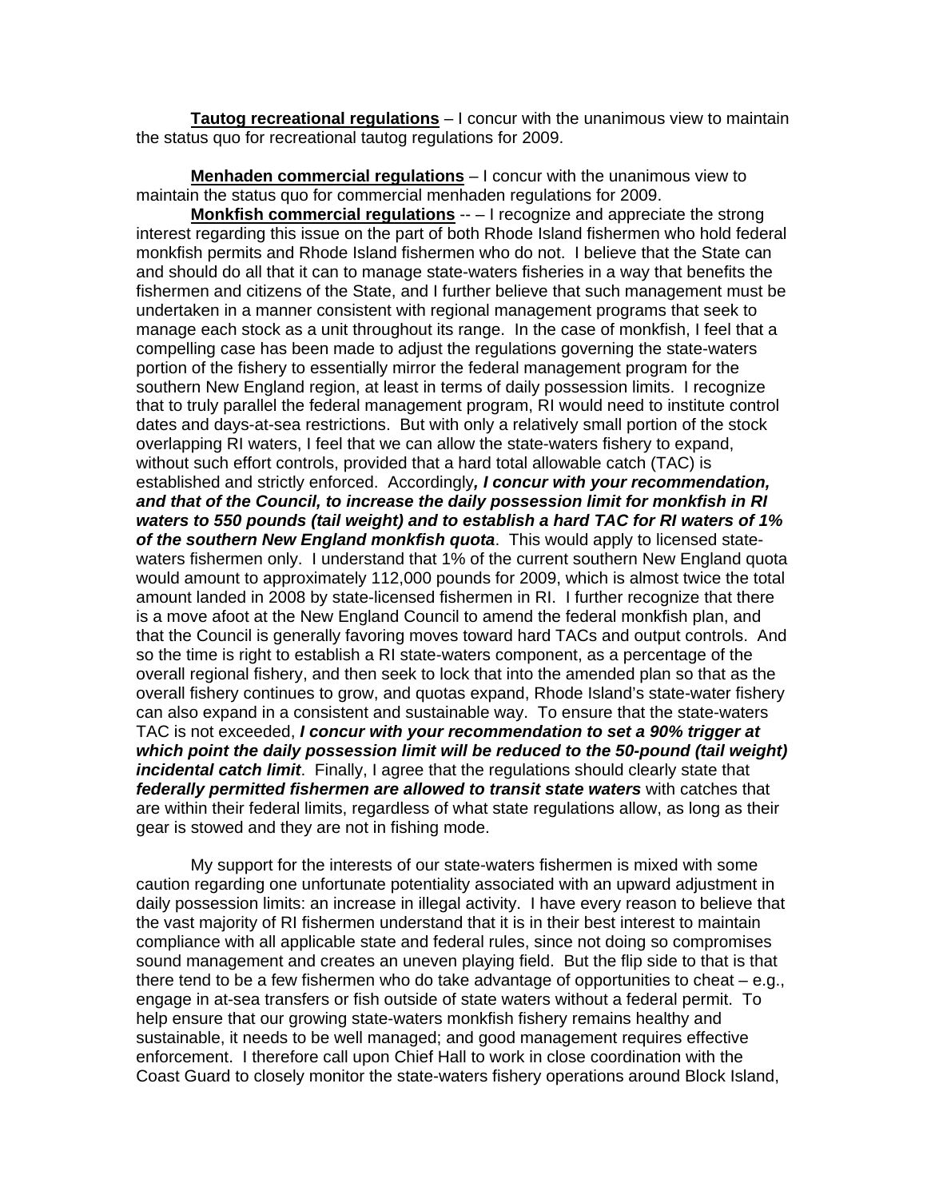**Tautog recreational regulations** – I concur with the unanimous view to maintain the status quo for recreational tautog regulations for 2009.

**Menhaden commercial regulations** – I concur with the unanimous view to maintain the status quo for commercial menhaden regulations for 2009.

**Monkfish commercial regulations** -- – I recognize and appreciate the strong interest regarding this issue on the part of both Rhode Island fishermen who hold federal monkfish permits and Rhode Island fishermen who do not. I believe that the State can and should do all that it can to manage state-waters fisheries in a way that benefits the fishermen and citizens of the State, and I further believe that such management must be undertaken in a manner consistent with regional management programs that seek to manage each stock as a unit throughout its range. In the case of monkfish, I feel that a compelling case has been made to adjust the regulations governing the state-waters portion of the fishery to essentially mirror the federal management program for the southern New England region, at least in terms of daily possession limits. I recognize that to truly parallel the federal management program, RI would need to institute control dates and days-at-sea restrictions. But with only a relatively small portion of the stock overlapping RI waters, I feel that we can allow the state-waters fishery to expand, without such effort controls, provided that a hard total allowable catch (TAC) is established and strictly enforced. Accordingly***, I concur with your recommendation, and that of the Council, to increase the daily possession limit for monkfish in RI waters to 550 pounds (tail weight) and to establish a hard TAC for RI waters of 1% of the southern New England monkfish quota***. This would apply to licensed state-waters fishermen only. I understand that 1% of the current southern New England quota would amount to approximately 112,000 pounds for 2009, which is almost twice the total amount landed in 2008 by state-licensed fishermen in RI. I further recognize that there is a move afoot at the New England Council to amend the federal monkfish plan, and that the Council is generally favoring moves toward hard TACs and output controls. And so the time is right to establish a RI state-waters component, as a percentage of the overall regional fishery, and then seek to lock that into the amended plan so that as the overall fishery continues to grow, and quotas expand, Rhode Island's state-water fishery can also expand in a consistent and sustainable way. To ensure that the state-waters TAC is not exceeded, ***I concur with your recommendation to set a 90% trigger at which point the daily possession limit will be reduced to the 50-pound (tail weight) incidental catch limit***. Finally, I agree that the regulations should clearly state that ***federally permitted fishermen are allowed to transit state waters*** with catches that are within their federal limits, regardless of what state regulations allow, as long as their gear is stowed and they are not in fishing mode.

My support for the interests of our state-waters fishermen is mixed with some caution regarding one unfortunate potentiality associated with an upward adjustment in daily possession limits: an increase in illegal activity. I have every reason to believe that the vast majority of RI fishermen understand that it is in their best interest to maintain compliance with all applicable state and federal rules, since not doing so compromises sound management and creates an uneven playing field. But the flip side to that is that there tend to be a few fishermen who do take advantage of opportunities to cheat – e.g., engage in at-sea transfers or fish outside of state waters without a federal permit. To help ensure that our growing state-waters monkfish fishery remains healthy and sustainable, it needs to be well managed; and good management requires effective enforcement. I therefore call upon Chief Hall to work in close coordination with the Coast Guard to closely monitor the state-waters fishery operations around Block Island,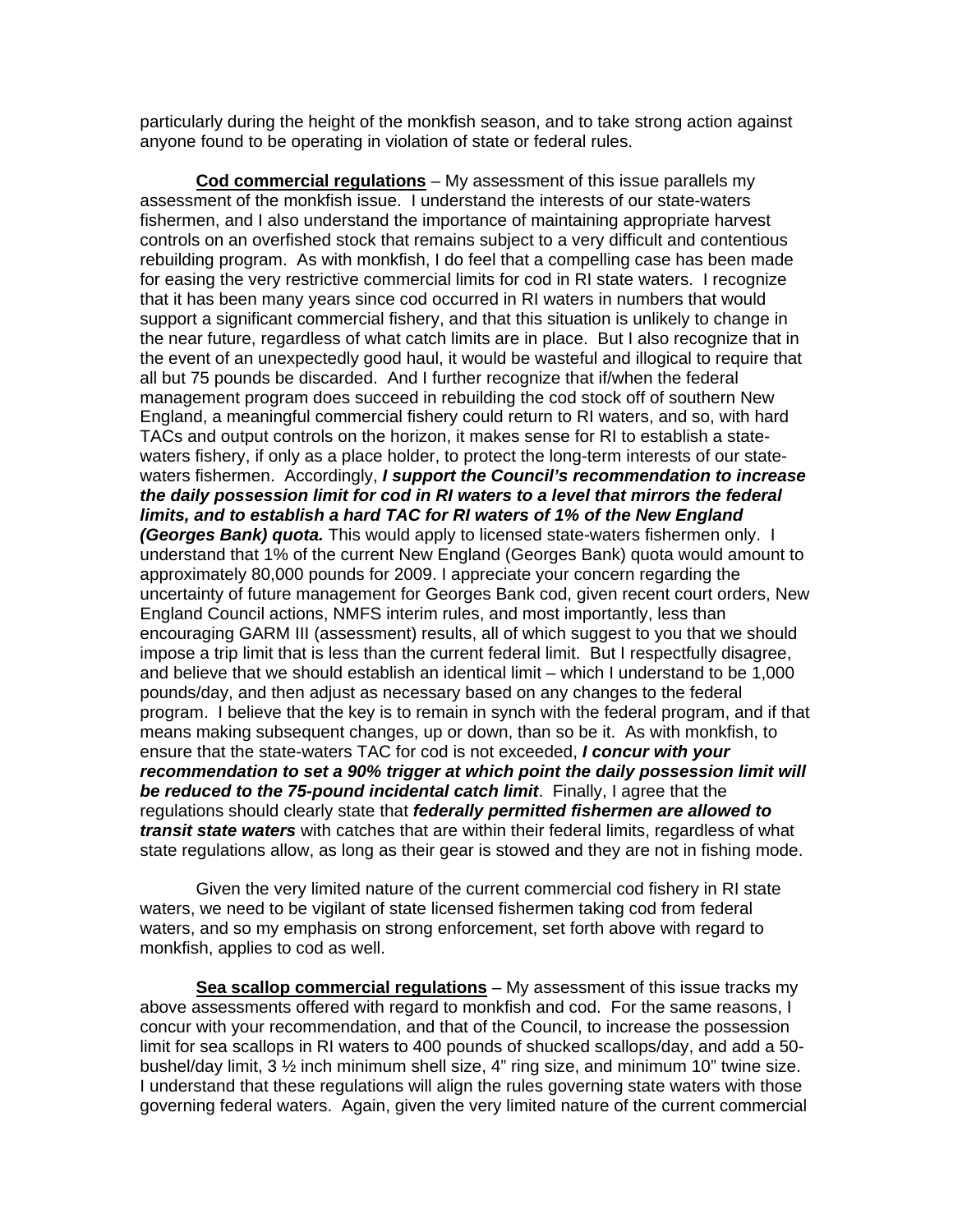particularly during the height of the monkfish season, and to take strong action against anyone found to be operating in violation of state or federal rules.

**Cod commercial regulations** – My assessment of this issue parallels my assessment of the monkfish issue. I understand the interests of our state-waters fishermen, and I also understand the importance of maintaining appropriate harvest controls on an overfished stock that remains subject to a very difficult and contentious rebuilding program. As with monkfish, I do feel that a compelling case has been made for easing the very restrictive commercial limits for cod in RI state waters. I recognize that it has been many years since cod occurred in RI waters in numbers that would support a significant commercial fishery, and that this situation is unlikely to change in the near future, regardless of what catch limits are in place. But I also recognize that in the event of an unexpectedly good haul, it would be wasteful and illogical to require that all but 75 pounds be discarded. And I further recognize that if/when the federal management program does succeed in rebuilding the cod stock off of southern New England, a meaningful commercial fishery could return to RI waters, and so, with hard TACs and output controls on the horizon, it makes sense for RI to establish a state-waters fishery, if only as a place holder, to protect the long-term interests of our state-waters fishermen. Accordingly, ***I support the Council's recommendation to increase the daily possession limit for cod in RI waters to a level that mirrors the federal limits, and to establish a hard TAC for RI waters of 1% of the New England (Georges Bank) quota.*** This would apply to licensed state-waters fishermen only. I understand that 1% of the current New England (Georges Bank) quota would amount to approximately 80,000 pounds for 2009. I appreciate your concern regarding the uncertainty of future management for Georges Bank cod, given recent court orders, New England Council actions, NMFS interim rules, and most importantly, less than encouraging GARM III (assessment) results, all of which suggest to you that we should impose a trip limit that is less than the current federal limit. But I respectfully disagree, and believe that we should establish an identical limit – which I understand to be 1,000 pounds/day, and then adjust as necessary based on any changes to the federal program. I believe that the key is to remain in synch with the federal program, and if that means making subsequent changes, up or down, than so be it. As with monkfish, to ensure that the state-waters TAC for cod is not exceeded, ***I concur with your recommendation to set a 90% trigger at which point the daily possession limit will be reduced to the 75-pound incidental catch limit***. Finally, I agree that the regulations should clearly state that ***federally permitted fishermen are allowed to transit state waters*** with catches that are within their federal limits, regardless of what state regulations allow, as long as their gear is stowed and they are not in fishing mode.

Given the very limited nature of the current commercial cod fishery in RI state waters, we need to be vigilant of state licensed fishermen taking cod from federal waters, and so my emphasis on strong enforcement, set forth above with regard to monkfish, applies to cod as well.

**Sea scallop commercial regulations** – My assessment of this issue tracks my above assessments offered with regard to monkfish and cod. For the same reasons, I concur with your recommendation, and that of the Council, to increase the possession limit for sea scallops in RI waters to 400 pounds of shucked scallops/day, and add a 50-bushel/day limit, 3 ½ inch minimum shell size, 4" ring size, and minimum 10" twine size. I understand that these regulations will align the rules governing state waters with those governing federal waters. Again, given the very limited nature of the current commercial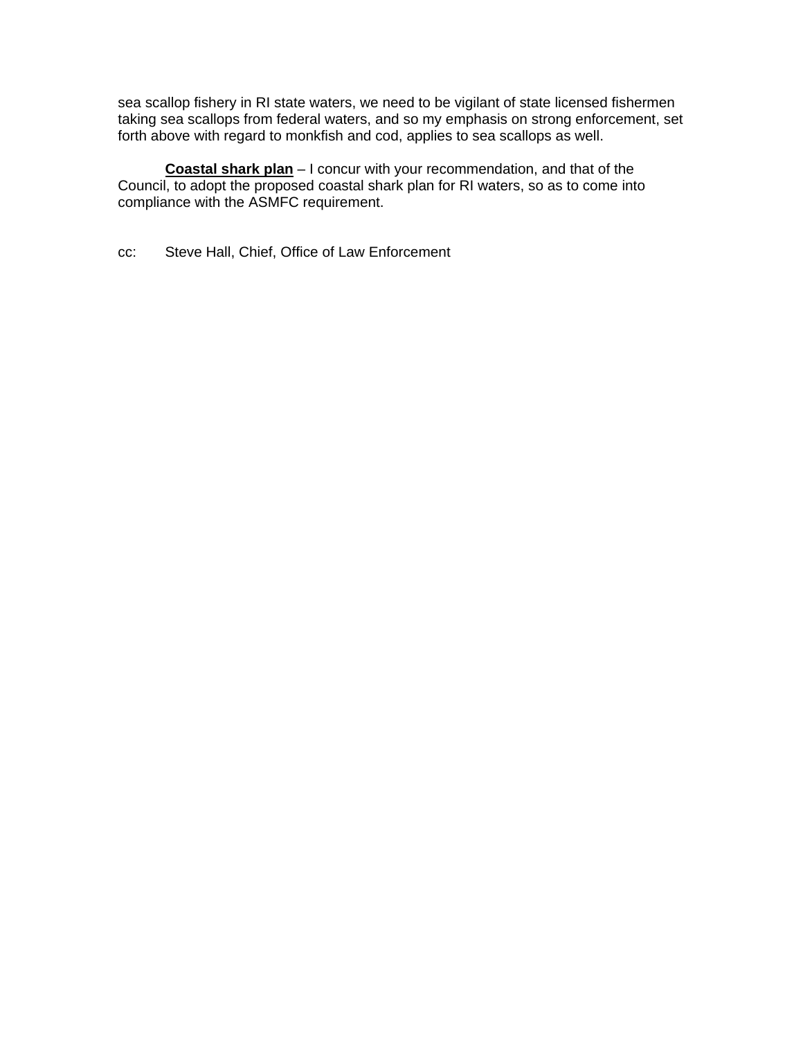sea scallop fishery in RI state waters, we need to be vigilant of state licensed fishermen taking sea scallops from federal waters, and so my emphasis on strong enforcement, set forth above with regard to monkfish and cod, applies to sea scallops as well.

**Coastal shark plan** – I concur with your recommendation, and that of the Council, to adopt the proposed coastal shark plan for RI waters, so as to come into compliance with the ASMFC requirement.

cc: Steve Hall, Chief, Office of Law Enforcement